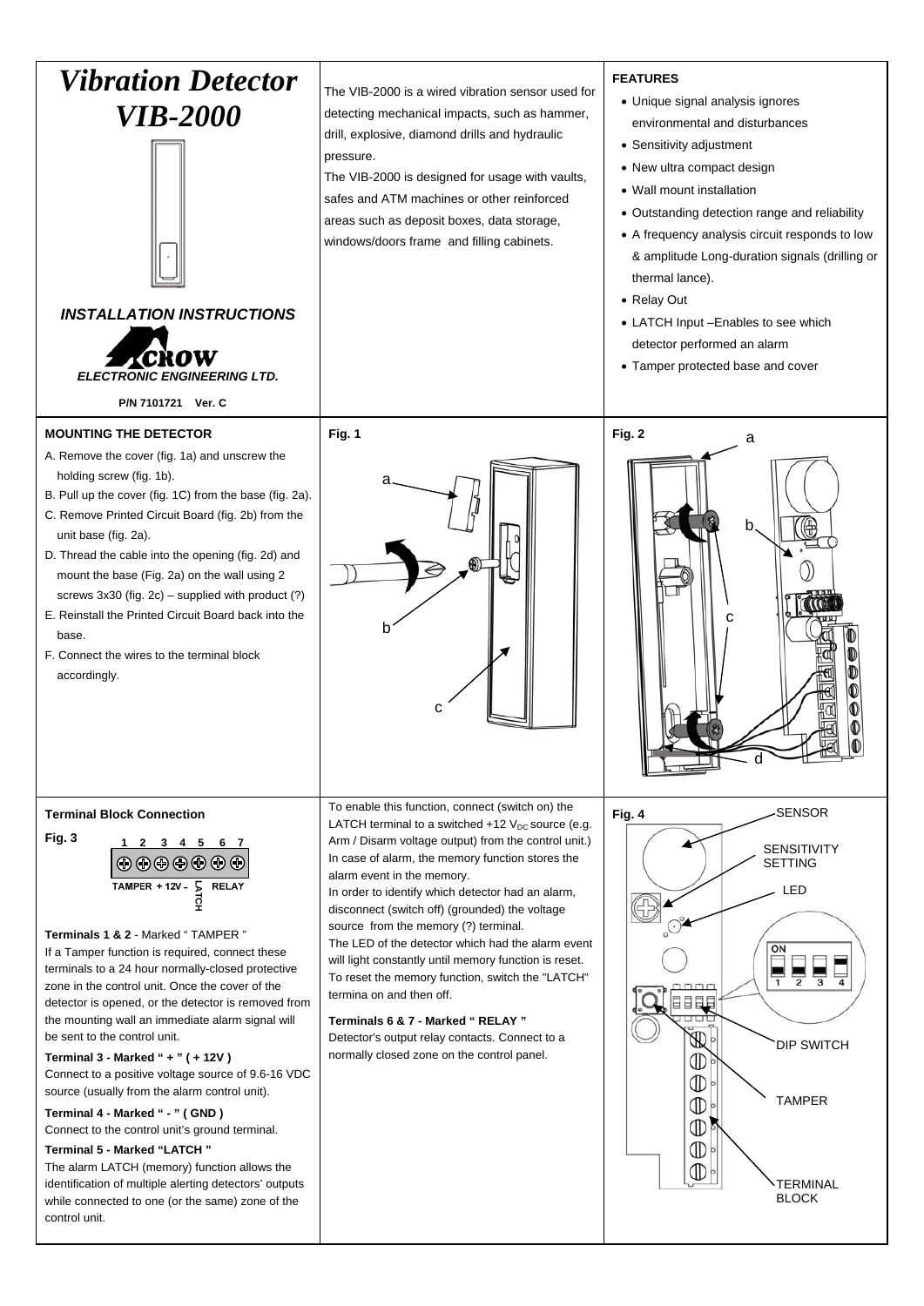# *Vibration Detector VIB-2000*

***INSTALLATION INSTRUCTIONS***

***ELECTRONIC ENGINEERING LTD.***

**P/N 7101721 Ver. C**

The VIB-2000 is a wired vibration sensor used for detecting mechanical impacts, such as hammer, drill, explosive, diamond drills and hydraulic pressure.

The VIB-2000 is designed for usage with vaults, safes and ATM machines or other reinforced areas such as deposit boxes, data storage, windows/doors frame and filling cabinets.

**FEATURES**

- Unique signal analysis ignores environmental and disturbances
- Sensitivity adjustment
- New ultra compact design
- Wall mount installation
- Outstanding detection range and reliability
- A frequency analysis circuit responds to low & amplitude Long-duration signals (drilling or thermal lance).
- Relay Out
- LATCH Input –Enables to see which detector performed an alarm
- Tamper protected base and cover

**MOUNTING THE DETECTOR**

A. Remove the cover (fig. 1a) and unscrew the holding screw (fig. 1b).
B. Pull up the cover (fig. 1C) from the base (fig. 2a).
C. Remove Printed Circuit Board (fig. 2b) from the unit base (fig. 2a).
D. Thread the cable into the opening (fig. 2d) and mount the base (Fig. 2a) on the wall using 2 screws 3x30 (fig. 2c) – supplied with product (?)
E. Reinstall the Printed Circuit Board back into the base.
F. Connect the wires to the terminal block accordingly.

**Fig. 1**

a, b, c

**Fig. 2**

a, b, c, d

**Terminal Block Connection**

**Fig. 3**

1 2 3 4 5 6 7

TAMPER +12V – LATCH RELAY

**Terminals 1 & 2** - Marked " TAMPER "
If a Tamper function is required, connect these terminals to a 24 hour normally-closed protective zone in the control unit. Once the cover of the detector is opened, or the detector is removed from the mounting wall an immediate alarm signal will be sent to the control unit.

**Terminal 3 - Marked " + " ( + 12V )**
Connect to a positive voltage source of 9.6-16 VDC source (usually from the alarm control unit).

**Terminal 4 - Marked " - " ( GND )**
Connect to the control unit's ground terminal.

**Terminal 5 - Marked "LATCH "**
The alarm LATCH (memory) function allows the identification of multiple alerting detectors' outputs while connected to one (or the same) zone of the control unit.

To enable this function, connect (switch on) the LATCH terminal to a switched +12 $V_{DC}$ source (e.g. Arm / Disarm voltage output) from the control unit.) In case of alarm, the memory function stores the alarm event in the memory.
In order to identify which detector had an alarm, disconnect (switch off) (grounded) the voltage source from the memory (?) terminal.
The LED of the detector which had the alarm event will light constantly until memory function is reset.
To reset the memory function, switch the "LATCH" termina on and then off.

**Terminals 6 & 7 - Marked " RELAY "**
Detector's output relay contacts. Connect to a normally closed zone on the control panel.

**Fig. 4**

SENSOR
SENSITIVITY SETTING
LED
ON 1 2 3 4
DIP SWITCH
TAMPER
TERMINAL BLOCK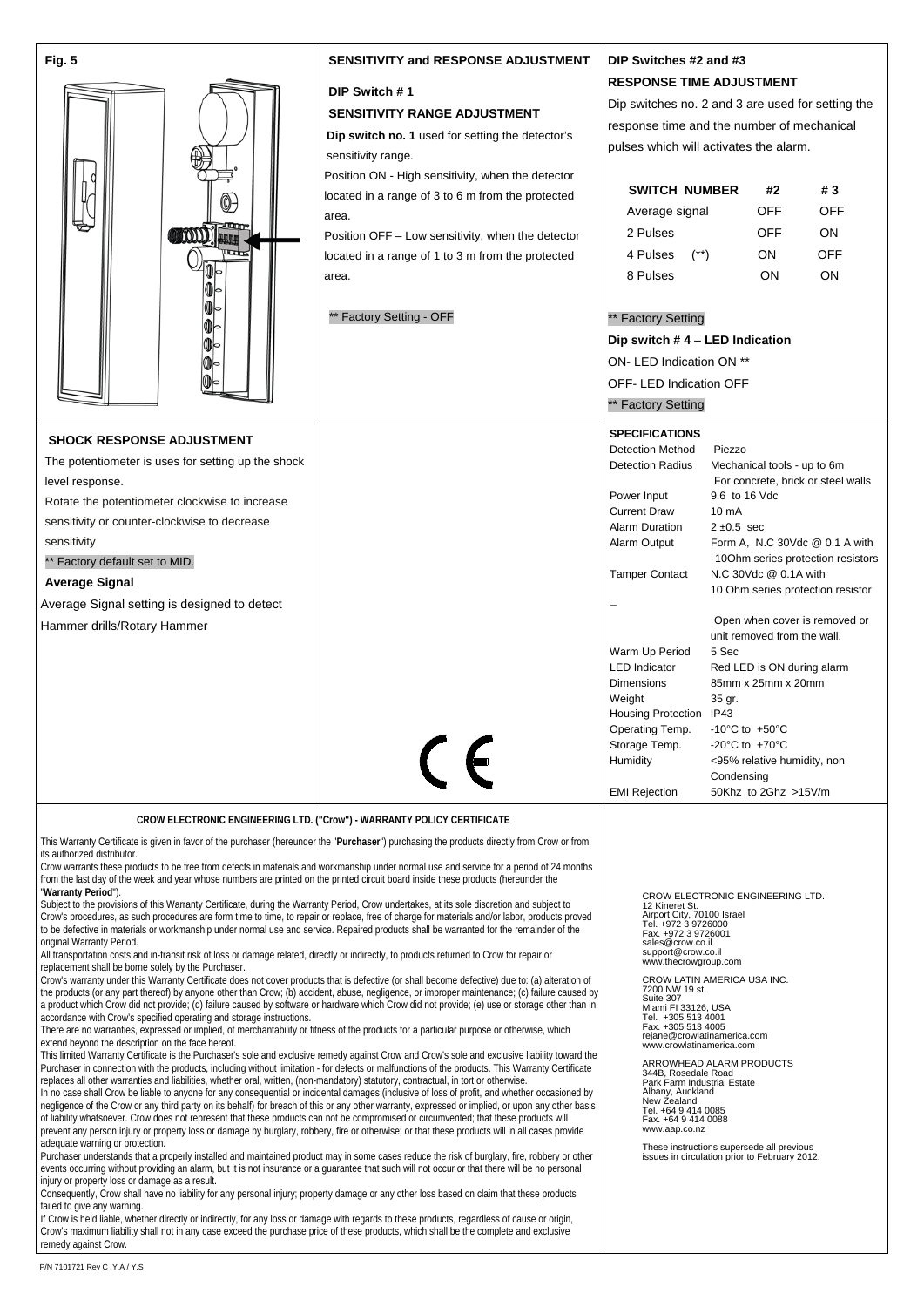Fig. 5

## SENSITIVITY and RESPONSE ADJUSTMENT

### DIP Switch # 1

### SENSITIVITY RANGE ADJUSTMENT

**Dip switch no. 1** used for setting the detector's sensitivity range.

Position ON - High sensitivity, when the detector located in a range of 3 to 6 m from the protected area.

Position OFF – Low sensitivity, when the detector located in a range of 1 to 3 m from the protected area.

** Factory Setting - OFF

### DIP Switches #2 and #3

### RESPONSE TIME ADJUSTMENT

Dip switches no. 2 and 3 are used for setting the response time and the number of mechanical pulses which will activates the alarm.

| SWITCH NUMBER | #2 | # 3 |
|---|---|---|
| Average signal | OFF | OFF |
| 2 Pulses | OFF | ON |
| 4 Pulses (**) | ON | OFF |
| 8 Pulses | ON | ON |

** Factory Setting

**Dip switch # 4 – LED Indication**

ON- LED Indication ON **

OFF- LED Indication OFF

** Factory Setting

### SHOCK RESPONSE ADJUSTMENT

The potentiometer is uses for setting up the shock level response.

Rotate the potentiometer clockwise to increase sensitivity or counter-clockwise to decrease sensitivity

** Factory default set to MID.

**Average Signal**

Average Signal setting is designed to detect Hammer drills/Rotary Hammer

CE

### SPECIFICATIONS

| | |
|---|---|
| Detection Method | Piezzo |
| Detection Radius | Mechanical tools - up to 6m For concrete, brick or steel walls |
| Power Input | 9.6 to 16 Vdc |
| Current Draw | 10 mA |
| Alarm Duration | 2 ±0.5 sec |
| Alarm Output | Form A, N.C 30Vdc @ 0.1 A with 10Ohm series protection resistors |
| Tamper Contact | N.C 30Vdc @ 0.1A with 10 Ohm series protection resistor |
| – | Open when cover is removed or unit removed from the wall. |
| Warm Up Period | 5 Sec |
| LED Indicator | Red LED is ON during alarm |
| Dimensions | 85mm x 25mm x 20mm |
| Weight | 35 gr. |
| Housing Protection | IP43 |
| Operating Temp. | -10°C to +50°C |
| Storage Temp. | -20°C to +70°C |
| Humidity | <95% relative humidity, non Condensing |
| EMI Rejection | 50Khz to 2Ghz >15V/m |

### CROW ELECTRONIC ENGINEERING LTD. ("Crow") - WARRANTY POLICY CERTIFICATE

This Warranty Certificate is given in favor of the purchaser (hereunder the "**Purchaser**") purchasing the products directly from Crow or from its authorized distributor.

Crow warrants these products to be free from defects in materials and workmanship under normal use and service for a period of 24 months from the last day of the week and year whose numbers are printed on the printed circuit board inside these products (hereunder the "**Warranty Period**").

Subject to the provisions of this Warranty Certificate, during the Warranty Period, Crow undertakes, at its sole discretion and subject to Crow's procedures, as such procedures are form time to time, to repair or replace, free of charge for materials and/or labor, products proved to be defective in materials or workmanship under normal use and service. Repaired products shall be warranted for the remainder of the original Warranty Period.

All transportation costs and in-transit risk of loss or damage related, directly or indirectly, to products returned to Crow for repair or replacement shall be borne solely by the Purchaser.

Crow's warranty under this Warranty Certificate does not cover products that is defective (or shall become defective) due to: (a) alteration of the products (or any part thereof) by anyone other than Crow; (b) accident, abuse, negligence, or improper maintenance; (c) failure caused by a product which Crow did not provide; (d) failure caused by software or hardware which Crow did not provide; (e) use or storage other than in accordance with Crow's specified operating and storage instructions.

There are no warranties, expressed or implied, of merchantability or fitness of the products for a particular purpose or otherwise, which extend beyond the description on the face hereof.

This limited Warranty Certificate is the Purchaser's sole and exclusive remedy against Crow and Crow's sole and exclusive liability toward the Purchaser in connection with the products, including without limitation - for defects or malfunctions of the products. This Warranty Certificate replaces all other warranties and liabilities, whether oral, written, (non-mandatory) statutory, contractual, in tort or otherwise.

In no case shall Crow be liable to anyone for any consequential or incidental damages (inclusive of loss of profit, and whether occasioned by negligence of the Crow or any third party on its behalf) for breach of this or any other warranty, expressed or implied, or upon any other basis of liability whatsoever. Crow does not represent that these products can not be compromised or circumvented; that these products will prevent any person injury or property loss or damage by burglary, robbery, fire or otherwise; or that these products will in all cases provide adequate warning or protection.

Purchaser understands that a properly installed and maintained product may in some cases reduce the risk of burglary, fire, robbery or other events occurring without providing an alarm, but it is not insurance or a guarantee that such will not occur or that there will be no personal injury or property loss or damage as a result.

Consequently, Crow shall have no liability for any personal injury; property damage or any other loss based on claim that these products failed to give any warning.

If Crow is held liable, whether directly or indirectly, for any loss or damage with regards to these products, regardless of cause or origin, Crow's maximum liability shall not in any case exceed the purchase price of these products, which shall be the complete and exclusive remedy against Crow.

CROW ELECTRONIC ENGINEERING LTD.
12 Kineret St.
Airport City, 70100 Israel
Tel. +972 3 9726000
Fax. +972 3 9726001
sales@crow.co.il
support@crow.co.il
www.thecrowgroup.com

CROW LATIN AMERICA USA INC.
7200 NW 19 st.
Suite 307
Miami Fl 33126, USA
Tel. +305 513 4001
Fax. +305 513 4005
rejane@crowlatinamerica.com
www.crowlatinamerica.com

ARROWHEAD ALARM PRODUCTS
344B, Rosedale Road
Park Farm Industrial Estate
Albany, Auckland
New Zealand
Tel. +64 9 414 0085
Fax. +64 9 414 0088
www.aap.co.nz

These instructions supersede all previous issues in circulation prior to February 2012.

P/N 7101721 Rev C Y.A / Y.S